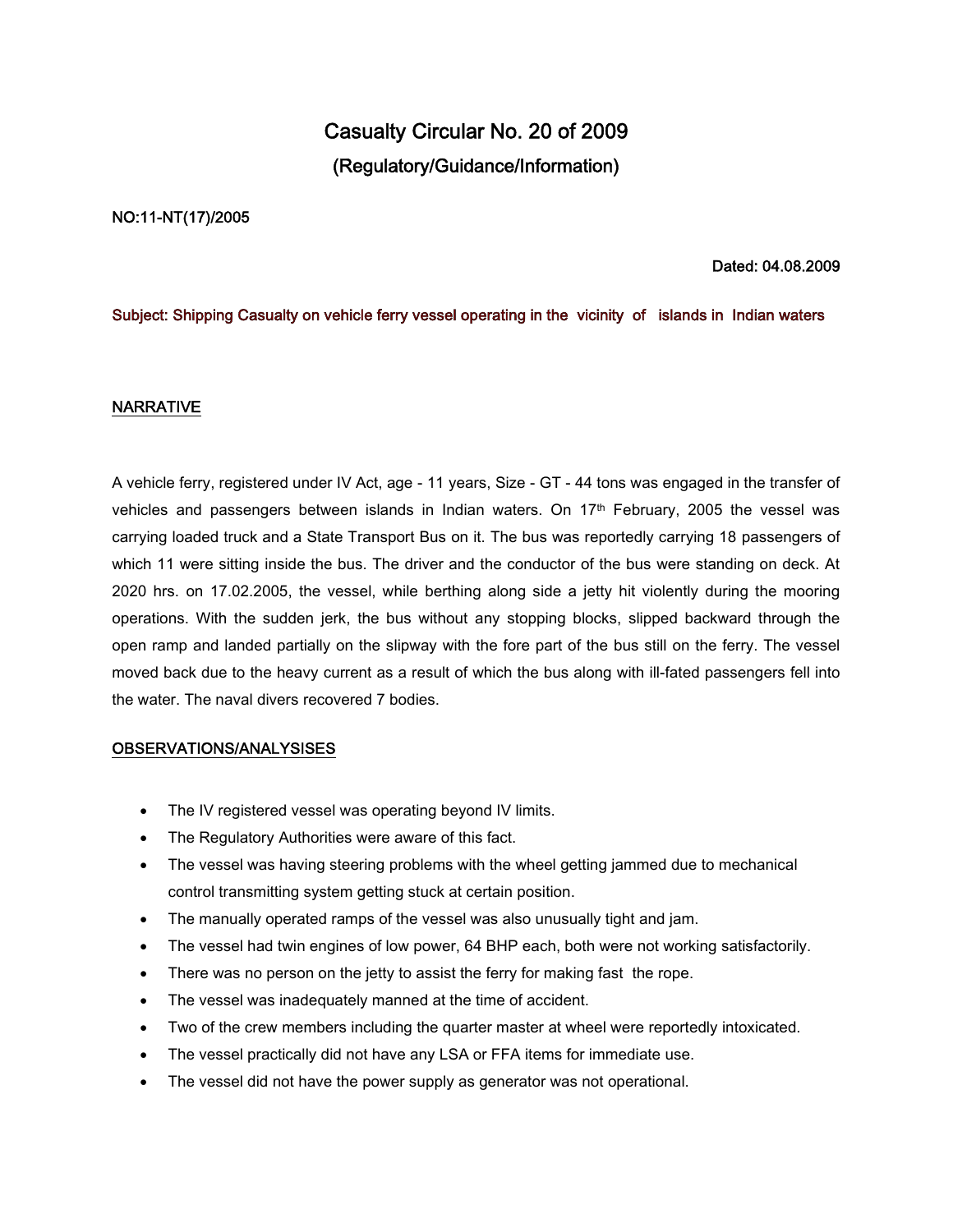# Casualty Circular No. 20 of 2009

## (Regulatory/Guidance/Information)

**NO:11-NT(17)/2005**

**Dated: 04.08.2009**

Subject: Shipping Casualty on vehicle ferry vessel operating in the vicinity of islands in Indian waters

## NARRATIVE

A vehicle ferry, registered under IV Act, age - 11 years, Size - GT - 44 tons was engaged in the transfer of vehicles and passengers between islands in Indian waters. On 17th February, 2005 the vessel was carrying loaded truck and a State Transport Bus on it. The bus was reportedly carrying 18 passengers of which 11 were sitting inside the bus. The driver and the conductor of the bus were standing on deck. At 2020 hrs. on 17.02.2005, the vessel, while berthing along side a jetty hit violently during the mooring operations. With the sudden jerk, the bus without any stopping blocks, slipped backward through the open ramp and landed partially on the slipway with the fore part of the bus still on the ferry. The vessel moved back due to the heavy current as a result of which the bus along with ill-fated passengers fell into the water. The naval divers recovered 7 bodies.

## OBSERVATIONS/ANALYSISES

- The IV registered vessel was operating beyond IV limits.
- The Regulatory Authorities were aware of this fact.
- The vessel was having steering problems with the wheel getting jammed due to mechanical control transmitting system getting stuck at certain position.
- The manually operated ramps of the vessel was also unusually tight and jam.
- The vessel had twin engines of low power, 64 BHP each, both were not working satisfactorily.
- There was no person on the jetty to assist the ferry for making fast the rope.
- The vessel was inadequately manned at the time of accident.
- Two of the crew members including the quarter master at wheel were reportedly intoxicated.
- The vessel practically did not have any LSA or FFA items for immediate use.
- The vessel did not have the power supply as generator was not operational.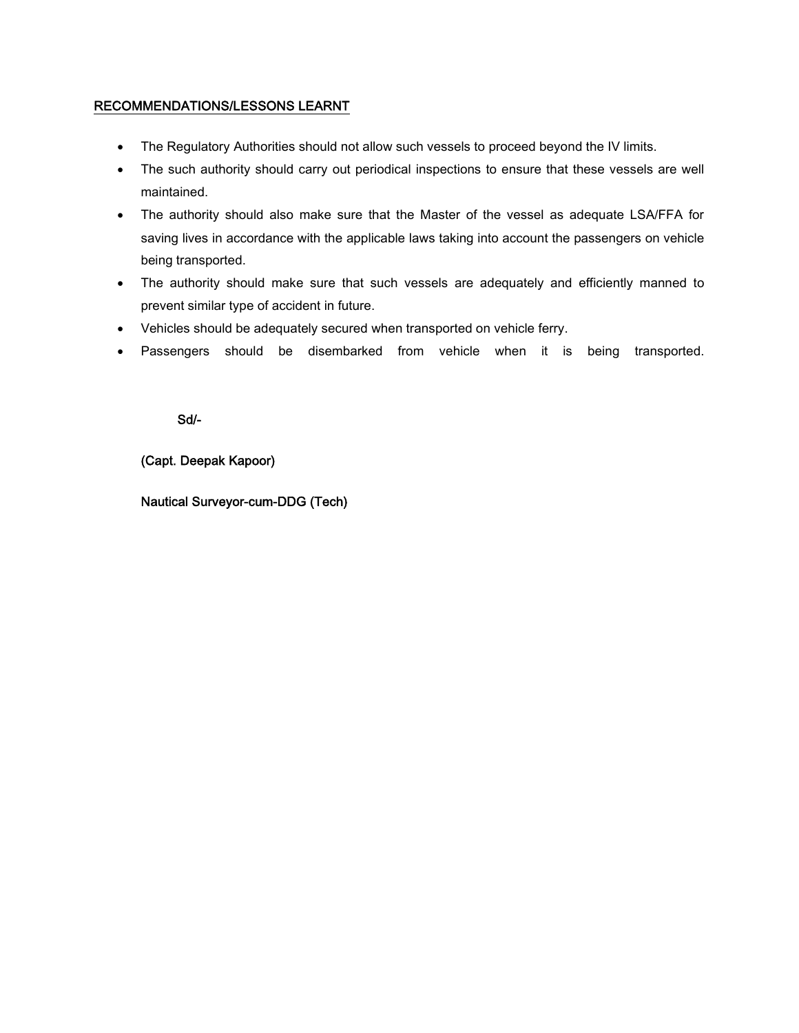## RECOMMENDATIONS/LESSONS LEARNT

- The Regulatory Authorities should not allow such vessels to proceed beyond the IV limits.
- The such authority should carry out periodical inspections to ensure that these vessels are well maintained.
- The authority should also make sure that the Master of the vessel as adequate LSA/FFA for saving lives in accordance with the applicable laws taking into account the passengers on vehicle being transported.
- The authority should make sure that such vessels are adequately and efficiently manned to prevent similar type of accident in future.
- Vehicles should be adequately secured when transported on vehicle ferry.
- Passengers should be disembarked from vehicle when it is being transported.

Sd/-

(Capt. Deepak Kapoor)

Nautical Surveyor-cum-DDG (Tech)